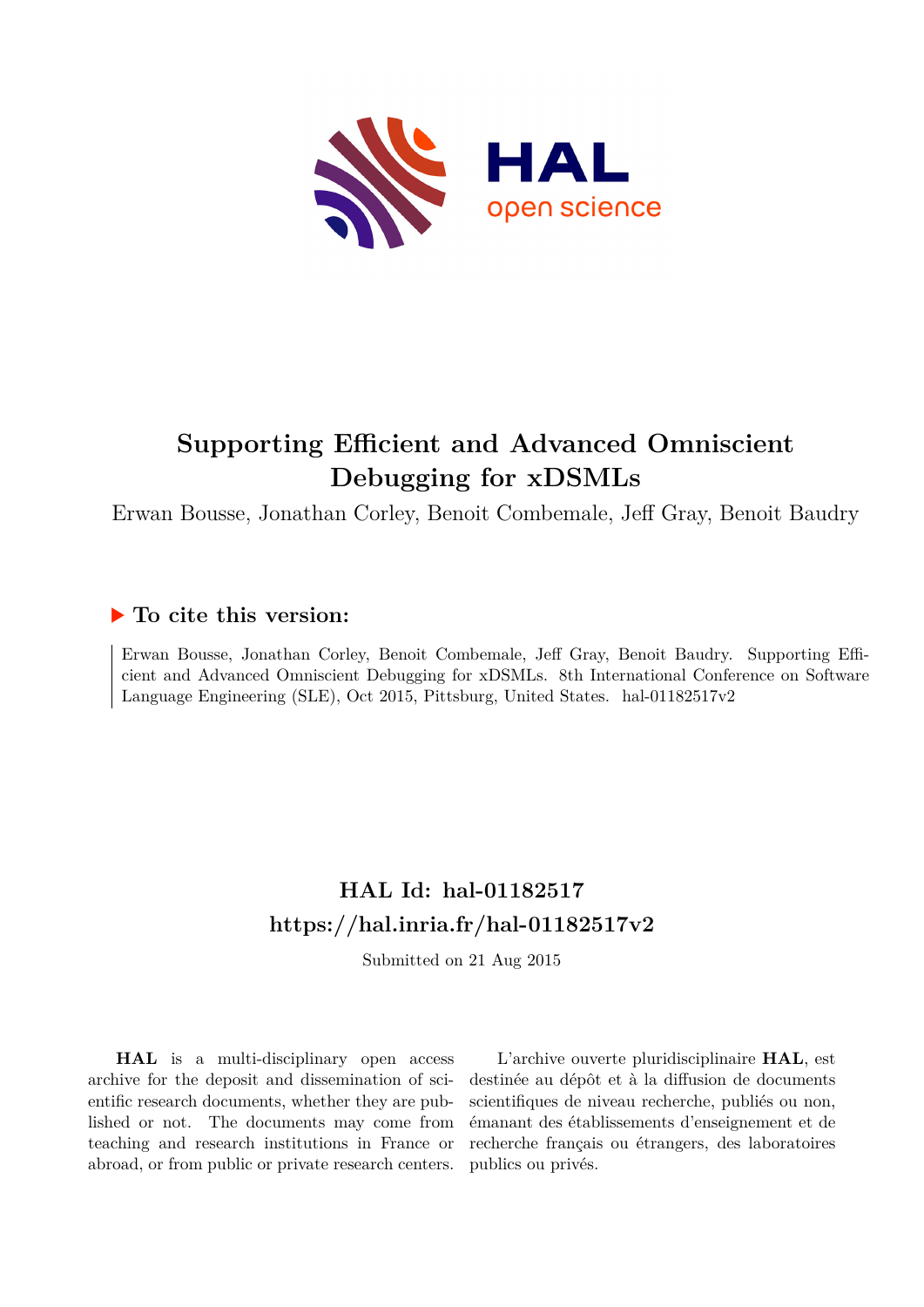# Supporting Efficient and Advanced Omniscient Debugging for xDSMLs

Erwan Bousse, Jonathan Corley, Benoit Combemale, Jeff Gray, Benoit Baudry

## ▶ To cite this version:

Erwan Bousse, Jonathan Corley, Benoit Combemale, Jeff Gray, Benoit Baudry. Supporting Efficient and Advanced Omniscient Debugging for xDSMLs. 8th International Conference on Software Language Engineering (SLE), Oct 2015, Pittsburg, United States. hal-01182517v2

## HAL Id: hal-01182517

## https://hal.inria.fr/hal-01182517v2

Submitted on 21 Aug 2015

**HAL** is a multi-disciplinary open access archive for the deposit and dissemination of scientific research documents, whether they are published or not. The documents may come from teaching and research institutions in France or abroad, or from public or private research centers.

L'archive ouverte pluridisciplinaire **HAL**, est destinée au dépôt et à la diffusion de documents scientifiques de niveau recherche, publiés ou non, émanant des établissements d'enseignement et de recherche français ou étrangers, des laboratoires publics ou privés.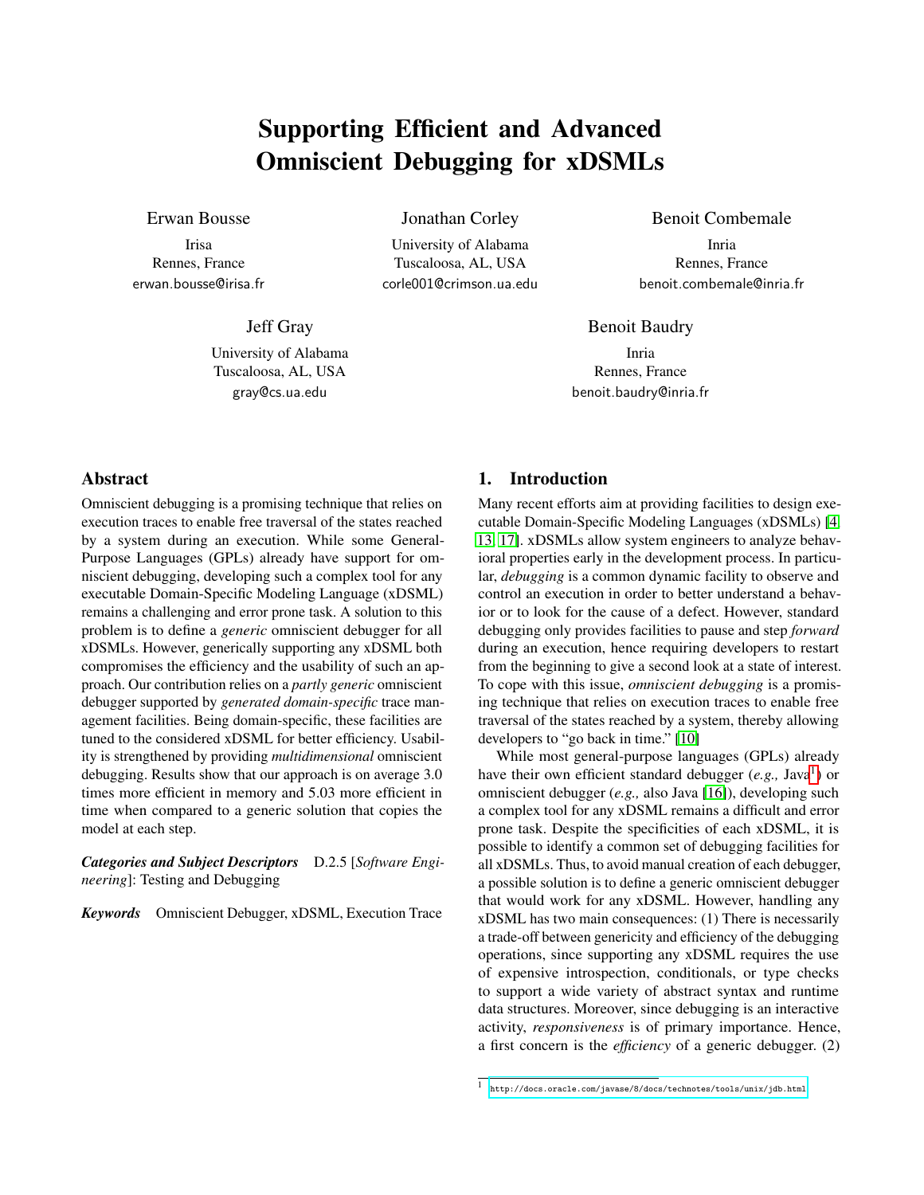# Supporting Efficient and Advanced Omniscient Debugging for xDSMLs

Erwan Bousse
Irisa
Rennes, France
erwan.bousse@irisa.fr

Jonathan Corley
University of Alabama
Tuscaloosa, AL, USA
corle001@crimson.ua.edu

Benoit Combemale
Inria
Rennes, France
benoit.combemale@inria.fr

Jeff Gray
University of Alabama
Tuscaloosa, AL, USA
gray@cs.ua.edu

Benoit Baudry
Inria
Rennes, France
benoit.baudry@inria.fr

## Abstract

Omniscient debugging is a promising technique that relies on execution traces to enable free traversal of the states reached by a system during an execution. While some General-Purpose Languages (GPLs) already have support for omniscient debugging, developing such a complex tool for any executable Domain-Specific Modeling Language (xDSML) remains a challenging and error prone task. A solution to this problem is to define a *generic* omniscient debugger for all xDSMLs. However, generically supporting any xDSML both compromises the efficiency and the usability of such an approach. Our contribution relies on a *partly generic* omniscient debugger supported by *generated domain-specific* trace management facilities. Being domain-specific, these facilities are tuned to the considered xDSML for better efficiency. Usability is strengthened by providing *multidimensional* omniscient debugging. Results show that our approach is on average 3.0 times more efficient in memory and 5.03 more efficient in time when compared to a generic solution that copies the model at each step.

***Categories and Subject Descriptors*** D.2.5 [*Software Engineering*]: Testing and Debugging

***Keywords*** Omniscient Debugger, xDSML, Execution Trace

## 1. Introduction

Many recent efforts aim at providing facilities to design executable Domain-Specific Modeling Languages (xDSMLs) [4, 13, 17]. xDSMLs allow system engineers to analyze behavioral properties early in the development process. In particular, *debugging* is a common dynamic facility to observe and control an execution in order to better understand a behavior or to look for the cause of a defect. However, standard debugging only provides facilities to pause and step *forward* during an execution, hence requiring developers to restart from the beginning to give a second look at a state of interest. To cope with this issue, *omniscient debugging* is a promising technique that relies on execution traces to enable free traversal of the states reached by a system, thereby allowing developers to "go back in time." [10]

While most general-purpose languages (GPLs) already have their own efficient standard debugger (*e.g.,* Java[1]) or omniscient debugger (*e.g.,* also Java [16]), developing such a complex tool for any xDSML remains a difficult and error prone task. Despite the specificities of each xDSML, it is possible to identify a common set of debugging facilities for all xDSMLs. Thus, to avoid manual creation of each debugger, a possible solution is to define a generic omniscient debugger that would work for any xDSML. However, handling any xDSML has two main consequences: (1) There is necessarily a trade-off between genericity and efficiency of the debugging operations, since supporting any xDSML requires the use of expensive introspection, conditionals, or type checks to support a wide variety of abstract syntax and runtime data structures. Moreover, since debugging is an interactive activity, *responsiveness* is of primary importance. Hence, a first concern is the *efficiency* of a generic debugger. (2)

[1] http://docs.oracle.com/javase/8/docs/technotes/tools/unix/jdb.html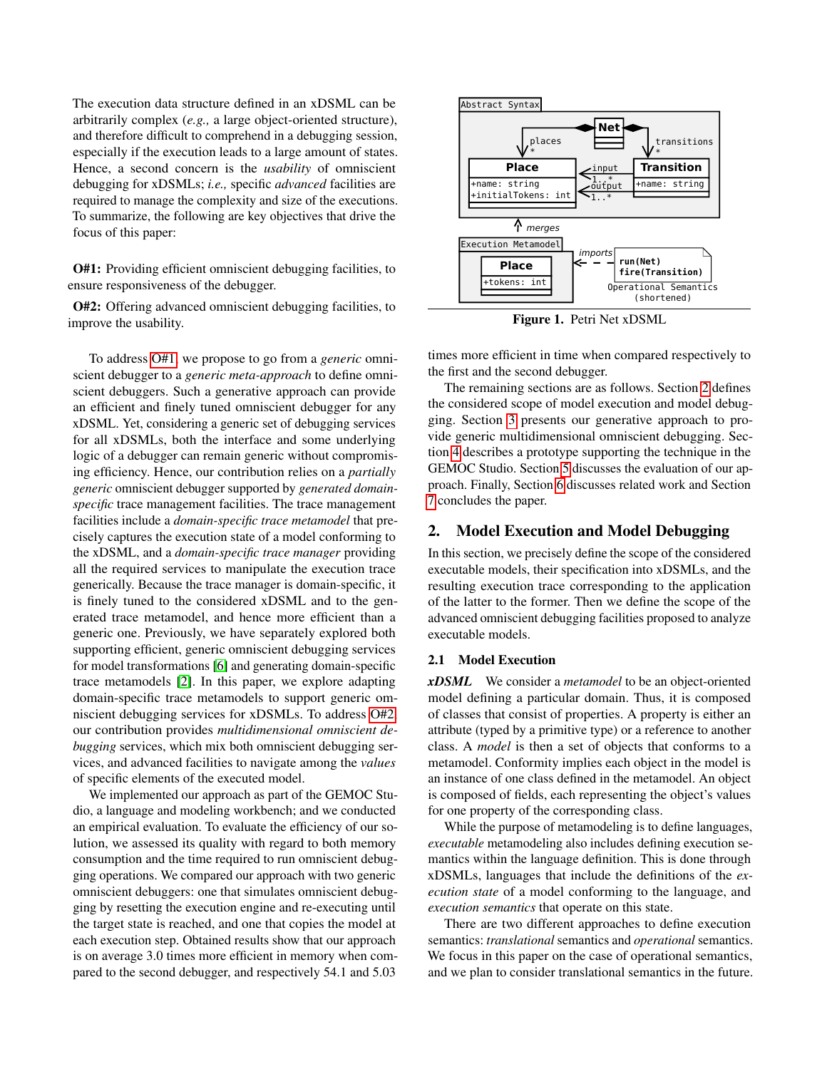The execution data structure defined in an xDSML can be arbitrarily complex (*e.g.,* a large object-oriented structure), and therefore difficult to comprehend in a debugging session, especially if the execution leads to a large amount of states. Hence, a second concern is the *usability* of omniscient debugging for xDSMLs; *i.e.,* specific *advanced* facilities are required to manage the complexity and size of the executions. To summarize, the following are key objectives that drive the focus of this paper:

**O#1:** Providing efficient omniscient debugging facilities, to ensure responsiveness of the debugger.

**O#2:** Offering advanced omniscient debugging facilities, to improve the usability.

To address O#1, we propose to go from a *generic* omniscient debugger to a *generic meta-approach* to define omniscient debuggers. Such a generative approach can provide an efficient and finely tuned omniscient debugger for any xDSML. Yet, considering a generic set of debugging services for all xDSMLs, both the interface and some underlying logic of a debugger can remain generic without compromising efficiency. Hence, our contribution relies on a *partially generic* omniscient debugger supported by *generated domain-specific* trace management facilities. The trace management facilities include a *domain-specific trace metamodel* that precisely captures the execution state of a model conforming to the xDSML, and a *domain-specific trace manager* providing all the required services to manipulate the execution trace generically. Because the trace manager is domain-specific, it is finely tuned to the considered xDSML and to the generated trace metamodel, and hence more efficient than a generic one. Previously, we have separately explored both supporting efficient, generic omniscient debugging services for model transformations [6] and generating domain-specific trace metamodels [2]. In this paper, we explore adapting domain-specific trace metamodels to support generic omniscient debugging services for xDSMLs. To address O#2, our contribution provides *multidimensional omniscient debugging* services, which mix both omniscient debugging services, and advanced facilities to navigate among the *values* of specific elements of the executed model.

We implemented our approach as part of the GEMOC Studio, a language and modeling workbench; and we conducted an empirical evaluation. To evaluate the efficiency of our solution, we assessed its quality with regard to both memory consumption and the time required to run omniscient debugging operations. We compared our approach with two generic omniscient debuggers: one that simulates omniscient debugging by resetting the execution engine and re-executing until the target state is reached, and one that copies the model at each execution step. Obtained results show that our approach is on average 3.0 times more efficient in memory when compared to the second debugger, and respectively 54.1 and 5.03 times more efficient in time when compared respectively to the first and the second debugger.

The remaining sections are as follows. Section 2 defines the considered scope of model execution and model debugging. Section 3 presents our generative approach to provide generic multidimensional omniscient debugging. Section 4 describes a prototype supporting the technique in the GEMOC Studio. Section 5 discusses the evaluation of our approach. Finally, Section 6 discusses related work and Section 7 concludes the paper.

**Figure 1.** Petri Net xDSML

## 2. Model Execution and Model Debugging

In this section, we precisely define the scope of the considered executable models, their specification into xDSMLs, and the resulting execution trace corresponding to the application of the latter to the former. Then we define the scope of the advanced omniscient debugging facilities proposed to analyze executable models.

### 2.1 Model Execution

***xDSML*** We consider a *metamodel* to be an object-oriented model defining a particular domain. Thus, it is composed of classes that consist of properties. A property is either an attribute (typed by a primitive type) or a reference to another class. A *model* is then a set of objects that conforms to a metamodel. Conformity implies each object in the model is an instance of one class defined in the metamodel. An object is composed of fields, each representing the object's values for one property of the corresponding class.

While the purpose of metamodeling is to define languages, *executable* metamodeling also includes defining execution semantics within the language definition. This is done through xDSMLs, languages that include the definitions of the *execution state* of a model conforming to the language, and *execution semantics* that operate on this state.

There are two different approaches to define execution semantics: *translational* semantics and *operational* semantics. We focus in this paper on the case of operational semantics, and we plan to consider translational semantics in the future.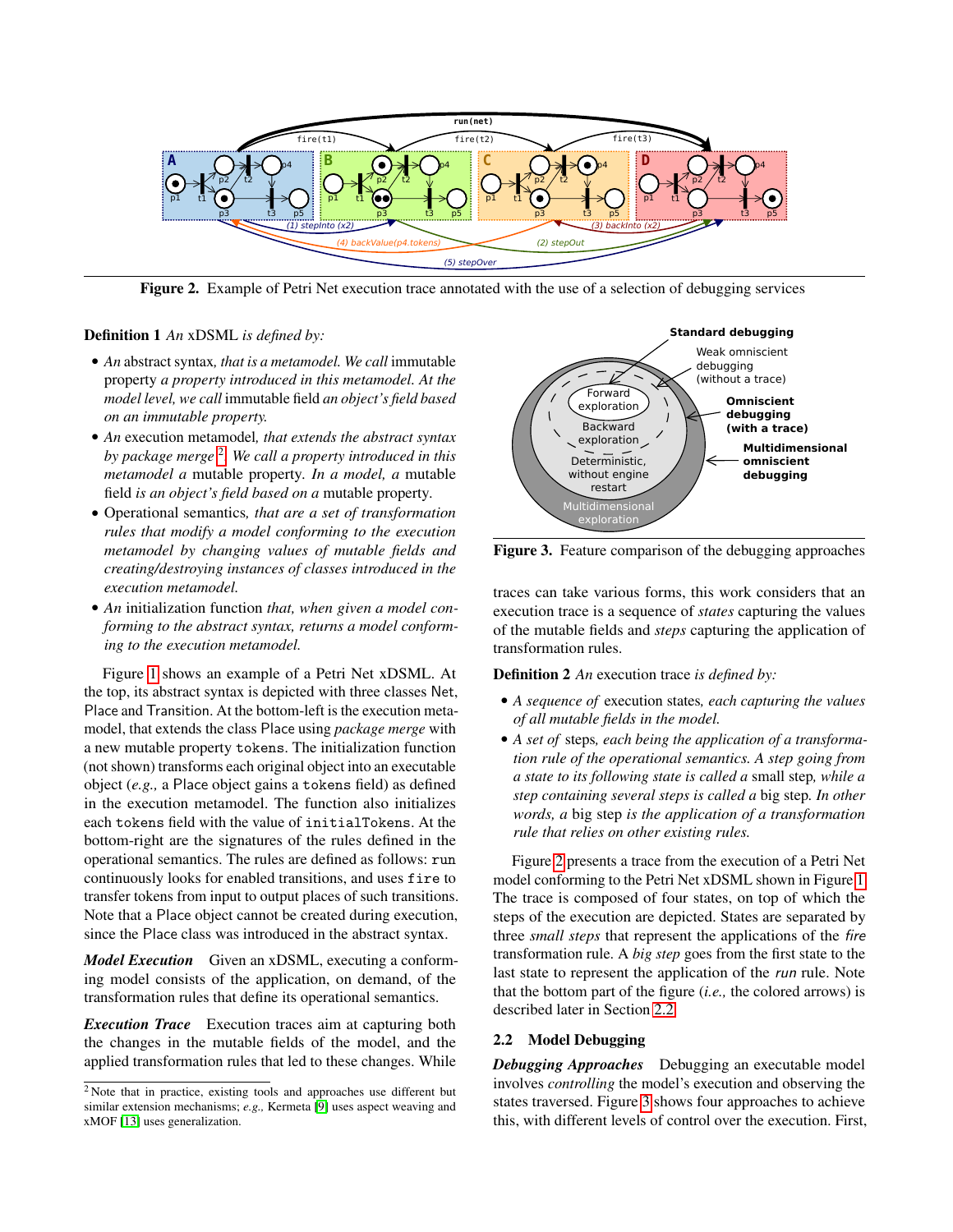Figure 2. Example of Petri Net execution trace annotated with the use of a selection of debugging services

**Definition 1** *An* xDSML *is defined by:*

- *An* abstract syntax*, that is a metamodel. We call* immutable property *a property introduced in this metamodel. At the model level, we call* immutable field *an object's field based on an immutable property.*
- *An* execution metamodel*, that extends the abstract syntax by package merge*[2]*. We call a property introduced in this metamodel a* mutable property*. In a model, a* mutable field *is an object's field based on a* mutable property*.*
- Operational semantics*, that are a set of transformation rules that modify a model conforming to the execution metamodel by changing values of mutable fields and creating/destroying instances of classes introduced in the execution metamodel.*
- *An* initialization function *that, when given a model conforming to the abstract syntax, returns a model conforming to the execution metamodel.*

Figure 1 shows an example of a Petri Net xDSML. At the top, its abstract syntax is depicted with three classes Net, Place and Transition. At the bottom-left is the execution metamodel, that extends the class Place using *package merge* with a new mutable property `tokens`. The initialization function (not shown) transforms each original object into an executable object (*e.g.,* a Place object gains a `tokens` field) as defined in the execution metamodel. The function also initializes each `tokens` field with the value of `initialTokens`. At the bottom-right are the signatures of the rules defined in the operational semantics. The rules are defined as follows: `run` continuously looks for enabled transitions, and uses `fire` to transfer tokens from input to output places of such transitions. Note that a Place object cannot be created during execution, since the Place class was introduced in the abstract syntax.

***Model Execution*** Given an xDSML, executing a conforming model consists of the application, on demand, of the transformation rules that define its operational semantics.

***Execution Trace*** Execution traces aim at capturing both the changes in the mutable fields of the model, and the applied transformation rules that led to these changes. While traces can take various forms, this work considers that an execution trace is a sequence of *states* capturing the values of the mutable fields and *steps* capturing the application of transformation rules.

[2] Note that in practice, existing tools and approaches use different but similar extension mechanisms; *e.g.,* Kermeta [9] uses aspect weaving and xMOF [13] uses generalization.

Figure 3. Feature comparison of the debugging approaches

**Definition 2** *An* execution trace *is defined by:*

- *A sequence of* execution states*, each capturing the values of all mutable fields in the model.*
- *A set of* steps*, each being the application of a transformation rule of the operational semantics. A step going from a state to its following state is called a* small step*, while a step containing several steps is called a* big step*. In other words, a* big step *is the application of a transformation rule that relies on other existing rules.*

Figure 2 presents a trace from the execution of a Petri Net model conforming to the Petri Net xDSML shown in Figure 1. The trace is composed of four states, on top of which the steps of the execution are depicted. States are separated by three *small steps* that represent the applications of the *fire* transformation rule. A *big step* goes from the first state to the last state to represent the application of the *run* rule. Note that the bottom part of the figure (*i.e.,* the colored arrows) is described later in Section 2.2.

## 2.2 Model Debugging

***Debugging Approaches*** Debugging an executable model involves *controlling* the model's execution and observing the states traversed. Figure 3 shows four approaches to achieve this, with different levels of control over the execution. First,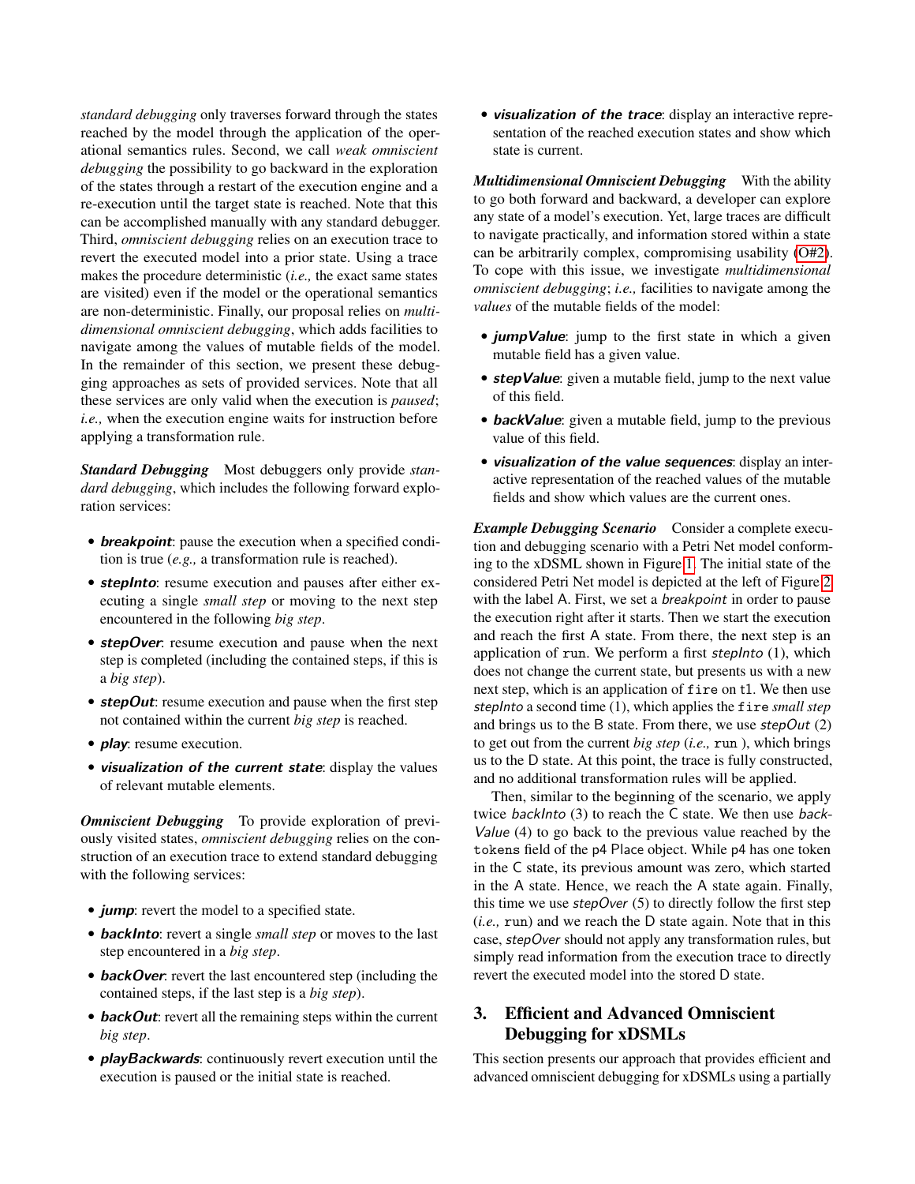*standard debugging* only traverses forward through the states reached by the model through the application of the operational semantics rules. Second, we call *weak omniscient debugging* the possibility to go backward in the exploration of the states through a restart of the execution engine and a re-execution until the target state is reached. Note that this can be accomplished manually with any standard debugger. Third, *omniscient debugging* relies on an execution trace to revert the executed model into a prior state. Using a trace makes the procedure deterministic (*i.e.,* the exact same states are visited) even if the model or the operational semantics are non-deterministic. Finally, our proposal relies on *multidimensional omniscient debugging*, which adds facilities to navigate among the values of mutable fields of the model. In the remainder of this section, we present these debugging approaches as sets of provided services. Note that all these services are only valid when the execution is *paused*; *i.e.,* when the execution engine waits for instruction before applying a transformation rule.

***Standard Debugging*** Most debuggers only provide *standard debugging*, which includes the following forward exploration services:

- ***breakpoint***: pause the execution when a specified condition is true (*e.g.,* a transformation rule is reached).
- ***stepInto***: resume execution and pauses after either executing a single *small step* or moving to the next step encountered in the following *big step*.
- ***stepOver***: resume execution and pause when the next step is completed (including the contained steps, if this is a *big step*).
- ***stepOut***: resume execution and pause when the first step not contained within the current *big step* is reached.
- ***play***: resume execution.
- ***visualization of the current state***: display the values of relevant mutable elements.

***Omniscient Debugging*** To provide exploration of previously visited states, *omniscient debugging* relies on the construction of an execution trace to extend standard debugging with the following services:

- ***jump***: revert the model to a specified state.
- ***backInto***: revert a single *small step* or moves to the last step encountered in a *big step*.
- ***backOver***: revert the last encountered step (including the contained steps, if the last step is a *big step*).
- ***backOut***: revert all the remaining steps within the current *big step*.
- ***playBackwards***: continuously revert execution until the execution is paused or the initial state is reached.
- ***visualization of the trace***: display an interactive representation of the reached execution states and show which state is current.

***Multidimensional Omniscient Debugging*** With the ability to go both forward and backward, a developer can explore any state of a model's execution. Yet, large traces are difficult to navigate practically, and information stored within a state can be arbitrarily complex, compromising usability (O#2). To cope with this issue, we investigate *multidimensional omniscient debugging*; *i.e.,* facilities to navigate among the *values* of the mutable fields of the model:

- ***jumpValue***: jump to the first state in which a given mutable field has a given value.
- ***stepValue***: given a mutable field, jump to the next value of this field.
- ***backValue***: given a mutable field, jump to the previous value of this field.
- ***visualization of the value sequences***: display an interactive representation of the reached values of the mutable fields and show which values are the current ones.

***Example Debugging Scenario*** Consider a complete execution and debugging scenario with a Petri Net model conforming to the xDSML shown in Figure 1. The initial state of the considered Petri Net model is depicted at the left of Figure 2 with the label A. First, we set a *breakpoint* in order to pause the execution right after it starts. Then we start the execution and reach the first A state. From there, the next step is an application of `run`. We perform a first *stepInto* (1), which does not change the current state, but presents us with a new next step, which is an application of `fire` on `t1`. We then use *stepInto* a second time (1), which applies the `fire` *small step* and brings us to the B state. From there, we use *stepOut* (2) to get out from the current *big step* (*i.e.,* `run` ), which brings us to the D state. At this point, the trace is fully constructed, and no additional transformation rules will be applied.

Then, similar to the beginning of the scenario, we apply twice *backInto* (3) to reach the C state. We then use *backValue* (4) to go back to the previous value reached by the `tokens` field of the `p4` Place object. While `p4` has one token in the C state, its previous amount was zero, which started in the A state. Hence, we reach the A state again. Finally, this time we use *stepOver* (5) to directly follow the first step (*i.e.,* `run`) and we reach the D state again. Note that in this case, *stepOver* should not apply any transformation rules, but simply read information from the execution trace to directly revert the executed model into the stored D state.

## 3. Efficient and Advanced Omniscient Debugging for xDSMLs

This section presents our approach that provides efficient and advanced omniscient debugging for xDSMLs using a partially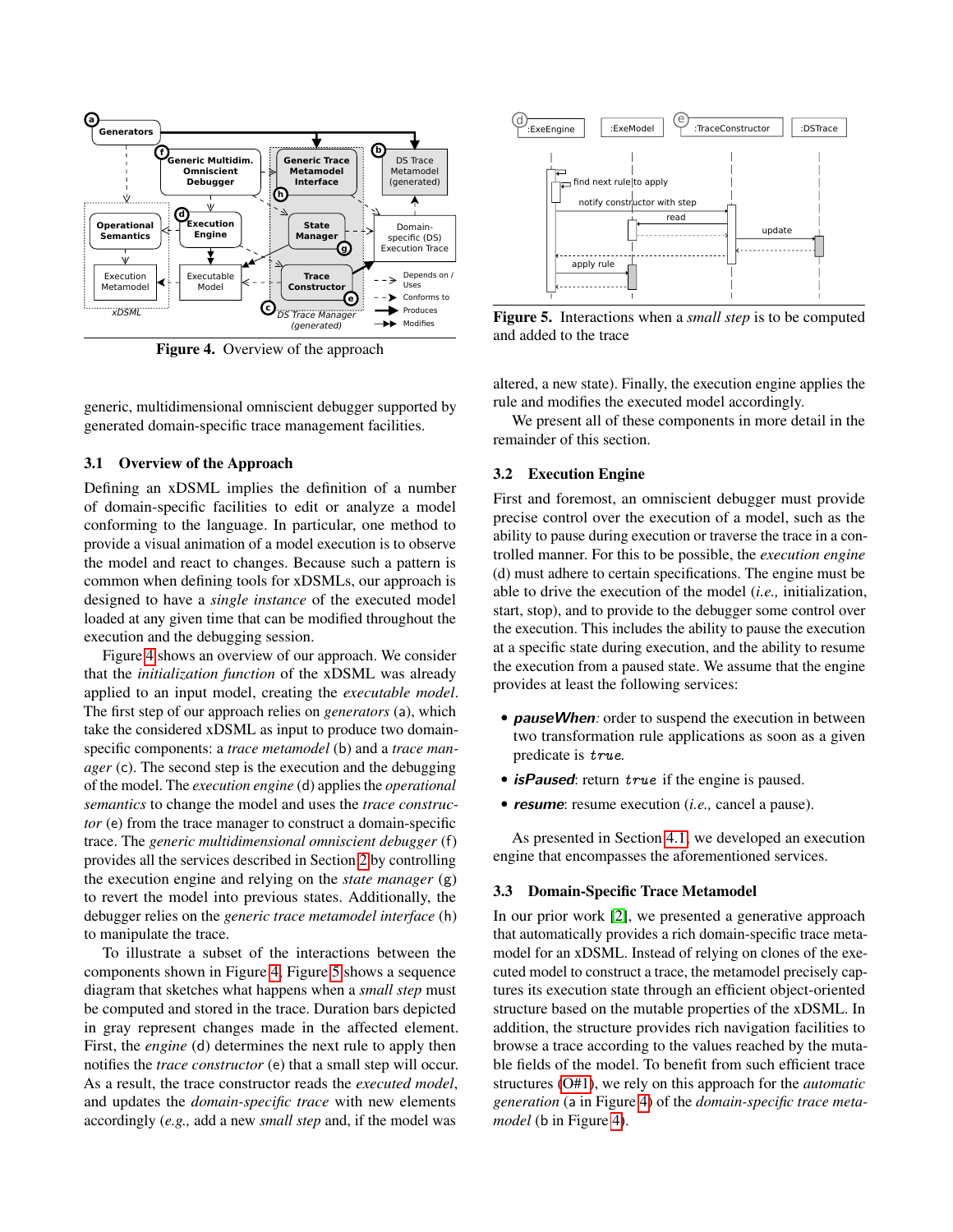Figure 4. Overview of the approach

Figure 5. Interactions when a *small step* is to be computed and added to the trace

generic, multidimensional omniscient debugger supported by generated domain-specific trace management facilities.

### 3.1 Overview of the Approach

Defining an xDSML implies the definition of a number of domain-specific facilities to edit or analyze a model conforming to the language. In particular, one method to provide a visual animation of a model execution is to observe the model and react to changes. Because such a pattern is common when defining tools for xDSMLs, our approach is designed to have a *single instance* of the executed model loaded at any given time that can be modified throughout the execution and the debugging session.

Figure 4 shows an overview of our approach. We consider that the *initialization function* of the xDSML was already applied to an input model, creating the *executable model*. The first step of our approach relies on *generators* (a), which take the considered xDSML as input to produce two domain-specific components: a *trace metamodel* (b) and a *trace manager* (c). The second step is the execution and the debugging of the model. The *execution engine* (d) applies the *operational semantics* to change the model and uses the *trace constructor* (e) from the trace manager to construct a domain-specific trace. The *generic multidimensional omniscient debugger* (f) provides all the services described in Section 2 by controlling the execution engine and relying on the *state manager* (g) to revert the model into previous states. Additionally, the debugger relies on the *generic trace metamodel interface* (h) to manipulate the trace.

To illustrate a subset of the interactions between the components shown in Figure 4, Figure 5 shows a sequence diagram that sketches what happens when a *small step* must be computed and stored in the trace. Duration bars depicted in gray represent changes made in the affected element. First, the *engine* (d) determines the next rule to apply then notifies the *trace constructor* (e) that a small step will occur. As a result, the trace constructor reads the *executed model*, and updates the *domain-specific trace* with new elements accordingly (*e.g.,* add a new *small step* and, if the model was altered, a new state). Finally, the execution engine applies the rule and modifies the executed model accordingly.

We present all of these components in more detail in the remainder of this section.

### 3.2 Execution Engine

First and foremost, an omniscient debugger must provide precise control over the execution of a model, such as the ability to pause during execution or traverse the trace in a controlled manner. For this to be possible, the *execution engine* (d) must adhere to certain specifications. The engine must be able to drive the execution of the model (*i.e.,* initialization, start, stop), and to provide to the debugger some control over the execution. This includes the ability to pause the execution at a specific state during execution, and the ability to resume the execution from a paused state. We assume that the engine provides at least the following services:

- ***pauseWhen***: order to suspend the execution in between two transformation rule applications as soon as a given predicate is *true*.
- ***isPaused***: return *true* if the engine is paused.
- ***resume***: resume execution (*i.e.,* cancel a pause).

As presented in Section 4.1, we developed an execution engine that encompasses the aforementioned services.

### 3.3 Domain-Specific Trace Metamodel

In our prior work [2], we presented a generative approach that automatically provides a rich domain-specific trace metamodel for an xDSML. Instead of relying on clones of the executed model to construct a trace, the metamodel precisely captures its execution state through an efficient object-oriented structure based on the mutable properties of the xDSML. In addition, the structure provides rich navigation facilities to browse a trace according to the values reached by the mutable fields of the model. To benefit from such efficient trace structures (O#1), we rely on this approach for the *automatic generation* (a in Figure 4) of the *domain-specific trace metamodel* (b in Figure 4).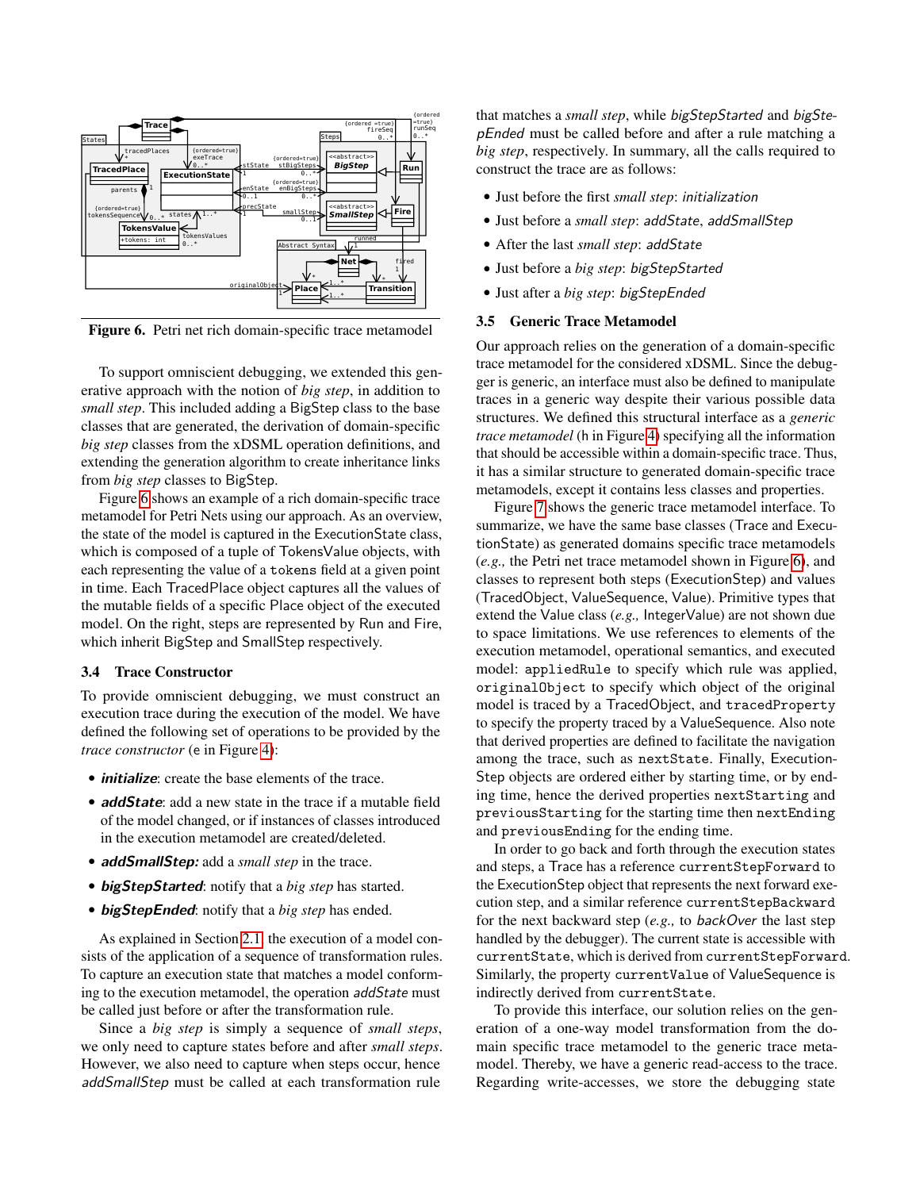Figure 6. Petri net rich domain-specific trace metamodel

To support omniscient debugging, we extended this generative approach with the notion of *big step*, in addition to *small step*. This included adding a BigStep class to the base classes that are generated, the derivation of domain-specific *big step* classes from the xDSML operation definitions, and extending the generation algorithm to create inheritance links from *big step* classes to BigStep.

Figure 6 shows an example of a rich domain-specific trace metamodel for Petri Nets using our approach. As an overview, the state of the model is captured in the ExecutionState class, which is composed of a tuple of TokensValue objects, with each representing the value of a `tokens` field at a given point in time. Each TracedPlace object captures all the values of the mutable fields of a specific Place object of the executed model. On the right, steps are represented by Run and Fire, which inherit BigStep and SmallStep respectively.

### 3.4 Trace Constructor

To provide omniscient debugging, we must construct an execution trace during the execution of the model. We have defined the following set of operations to be provided by the *trace constructor* (e in Figure 4):

- ***initialize***: create the base elements of the trace.
- ***addState***: add a new state in the trace if a mutable field of the model changed, or if instances of classes introduced in the execution metamodel are created/deleted.
- ***addSmallStep:*** add a *small step* in the trace.
- ***bigStepStarted***: notify that a *big step* has started.
- ***bigStepEnded***: notify that a *big step* has ended.

As explained in Section 2.1, the execution of a model consists of the application of a sequence of transformation rules. To capture an execution state that matches a model conforming to the execution metamodel, the operation *addState* must be called just before or after the transformation rule.

Since a *big step* is simply a sequence of *small steps*, we only need to capture states before and after *small steps*. However, we also need to capture when steps occur, hence *addSmallStep* must be called at each transformation rule that matches a *small step*, while *bigStepStarted* and *bigStepEnded* must be called before and after a rule matching a *big step*, respectively. In summary, all the calls required to construct the trace are as follows:

- Just before the first *small step*: *initialization*
- Just before a *small step*: *addState*, *addSmallStep*
- After the last *small step*: *addState*
- Just before a *big step*: *bigStepStarted*
- Just after a *big step*: *bigStepEnded*

### 3.5 Generic Trace Metamodel

Our approach relies on the generation of a domain-specific trace metamodel for the considered xDSML. Since the debugger is generic, an interface must also be defined to manipulate traces in a generic way despite their various possible data structures. We defined this structural interface as a *generic trace metamodel* (h in Figure 4) specifying all the information that should be accessible within a domain-specific trace. Thus, it has a similar structure to generated domain-specific trace metamodels, except it contains less classes and properties.

Figure 7 shows the generic trace metamodel interface. To summarize, we have the same base classes (Trace and ExecutionState) as generated domains specific trace metamodels (*e.g.,* the Petri net trace metamodel shown in Figure 6), and classes to represent both steps (ExecutionStep) and values (TracedObject, ValueSequence, Value). Primitive types that extend the Value class (*e.g.,* IntegerValue) are not shown due to space limitations. We use references to elements of the execution metamodel, operational semantics, and executed model: `appliedRule` to specify which rule was applied, `originalObject` to specify which object of the original model is traced by a TracedObject, and `tracedProperty` to specify the property traced by a ValueSequence. Also note that derived properties are defined to facilitate the navigation among the trace, such as `nextState`. Finally, ExecutionStep objects are ordered either by starting time, or by ending time, hence the derived properties `nextStarting` and `previousStarting` for the starting time then `nextEnding` and `previousEnding` for the ending time.

In order to go back and forth through the execution states and steps, a Trace has a reference `currentStepForward` to the ExecutionStep object that represents the next forward execution step, and a similar reference `currentStepBackward` for the next backward step (*e.g.,* to *backOver* the last step handled by the debugger). The current state is accessible with `currentState`, which is derived from `currentStepForward`. Similarly, the property `currentValue` of ValueSequence is indirectly derived from `currentState`.

To provide this interface, our solution relies on the generation of a one-way model transformation from the domain specific trace metamodel to the generic trace metamodel. Thereby, we have a generic read-access to the trace. Regarding write-accesses, we store the debugging state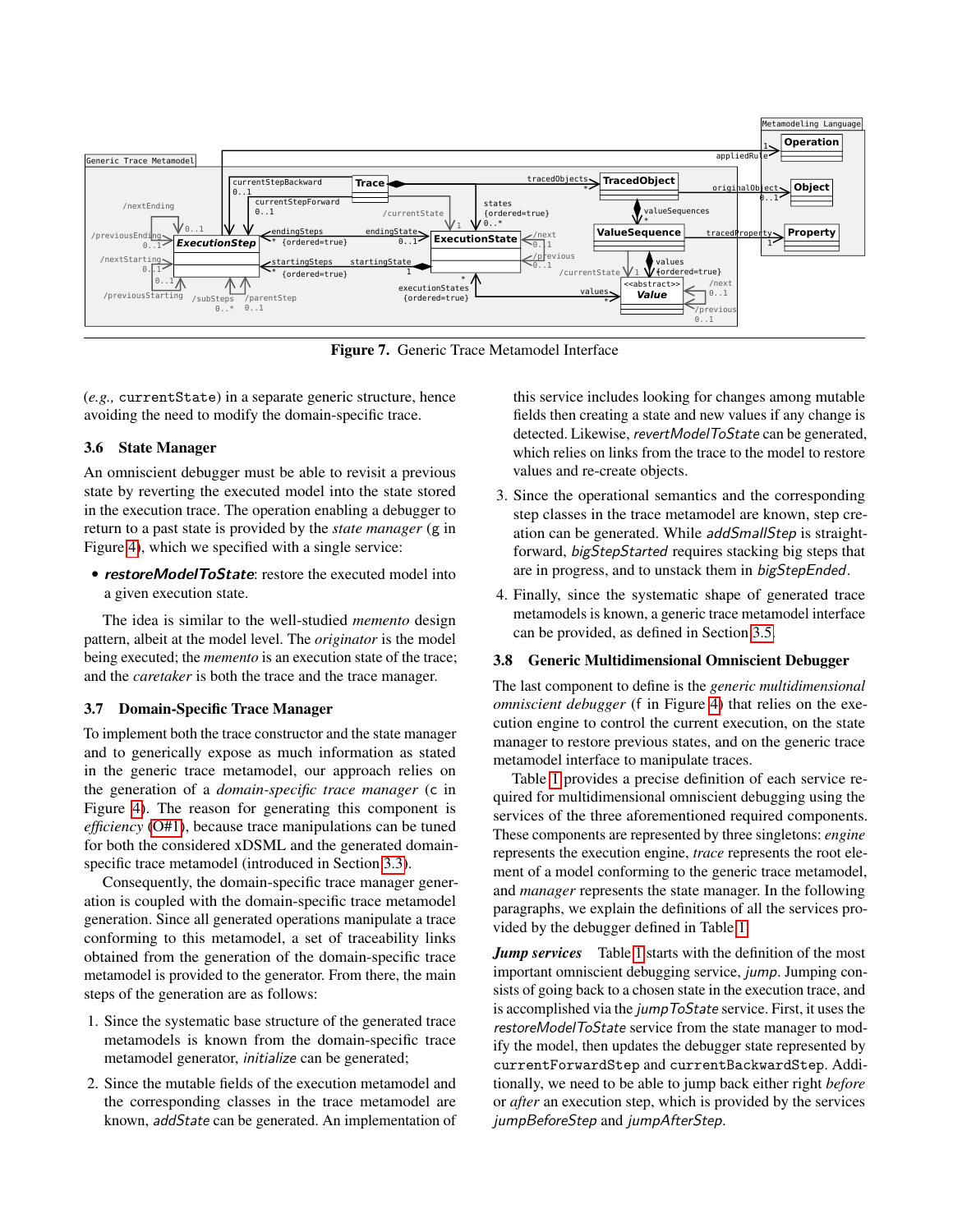Figure 7. Generic Trace Metamodel Interface

(*e.g.,* `currentState`) in a separate generic structure, hence avoiding the need to modify the domain-specific trace.

### 3.6 State Manager

An omniscient debugger must be able to revisit a previous state by reverting the executed model into the state stored in the execution trace. The operation enabling a debugger to return to a past state is provided by the *state manager* (g in Figure 4), which we specified with a single service:

- ***restoreModelToState***: restore the executed model into a given execution state.

The idea is similar to the well-studied *memento* design pattern, albeit at the model level. The *originator* is the model being executed; the *memento* is an execution state of the trace; and the *caretaker* is both the trace and the trace manager.

### 3.7 Domain-Specific Trace Manager

To implement both the trace constructor and the state manager and to generically expose as much information as stated in the generic trace metamodel, our approach relies on the generation of a *domain-specific trace manager* (c in Figure 4). The reason for generating this component is *efficiency* (O#1), because trace manipulations can be tuned for both the considered xDSML and the generated domain-specific trace metamodel (introduced in Section 3.3).

Consequently, the domain-specific trace manager generation is coupled with the domain-specific trace metamodel generation. Since all generated operations manipulate a trace conforming to this metamodel, a set of traceability links obtained from the generation of the domain-specific trace metamodel is provided to the generator. From there, the main steps of the generation are as follows:

1. Since the systematic base structure of the generated trace metamodels is known from the domain-specific trace metamodel generator, *initialize* can be generated;
2. Since the mutable fields of the execution metamodel and the corresponding classes in the trace metamodel are known, *addState* can be generated. An implementation of this service includes looking for changes among mutable fields then creating a state and new values if any change is detected. Likewise, *revertModelToState* can be generated, which relies on links from the trace to the model to restore values and re-create objects.
3. Since the operational semantics and the corresponding step classes in the trace metamodel are known, step creation can be generated. While *addSmallStep* is straightforward, *bigStepStarted* requires stacking big steps that are in progress, and to unstack them in *bigStepEnded*.
4. Finally, since the systematic shape of generated trace metamodels is known, a generic trace metamodel interface can be provided, as defined in Section 3.5.

### 3.8 Generic Multidimensional Omniscient Debugger

The last component to define is the *generic multidimensional omniscient debugger* (f in Figure 4) that relies on the execution engine to control the current execution, on the state manager to restore previous states, and on the generic trace metamodel interface to manipulate traces.

Table 1 provides a precise definition of each service required for multidimensional omniscient debugging using the services of the three aforementioned required components. These components are represented by three singletons: *engine* represents the execution engine, *trace* represents the root element of a model conforming to the generic trace metamodel, and *manager* represents the state manager. In the following paragraphs, we explain the definitions of all the services provided by the debugger defined in Table 1.

***Jump services*** Table 1 starts with the definition of the most important omniscient debugging service, *jump*. Jumping consists of going back to a chosen state in the execution trace, and is accomplished via the *jumpToState* service. First, it uses the *restoreModelToState* service from the state manager to modify the model, then updates the debugger state represented by `currentForwardStep` and `currentBackwardStep`. Additionally, we need to be able to jump back either right *before* or *after* an execution step, which is provided by the services *jumpBeforeStep* and *jumpAfterStep*.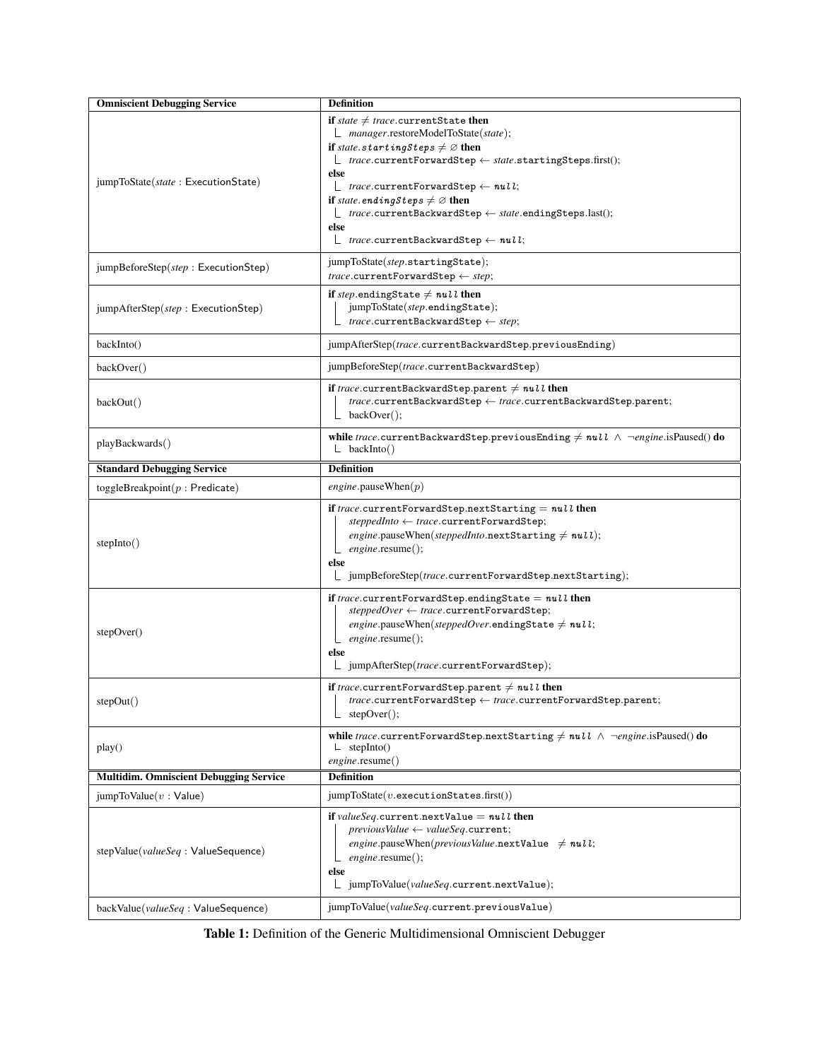| Omniscient Debugging Service | Definition |
|---|---|
| jumpToState(*state* : ExecutionState) | **if** *state* $\neq$ *trace*.currentState **then** <br> &nbsp;&nbsp;&nbsp;&nbsp;*manager*.restoreModelToState(*state*); <br> **if** *state*.*startingSteps* $\neq \varnothing$ **then** <br> &nbsp;&nbsp;&nbsp;&nbsp;*trace*.currentForwardStep $\leftarrow$ *state*.startingSteps.first(); <br> **else** <br> &nbsp;&nbsp;&nbsp;&nbsp;*trace*.currentForwardStep $\leftarrow$ *null*; <br> **if** *state*.*endingSteps* $\neq \varnothing$ **then** <br> &nbsp;&nbsp;&nbsp;&nbsp;*trace*.currentBackwardStep $\leftarrow$ *state*.endingSteps.last(); <br> **else** <br> &nbsp;&nbsp;&nbsp;&nbsp;*trace*.currentBackwardStep $\leftarrow$ *null*; |
| jumpBeforeStep(*step* : ExecutionStep) | jumpToState(*step*.startingState); <br> *trace*.currentForwardStep $\leftarrow$ *step*; |
| jumpAfterStep(*step* : ExecutionStep) | **if** *step*.endingState $\neq$ *null* **then** <br> &nbsp;&nbsp;&nbsp;&nbsp;jumpToState(*step*.endingState); <br> &nbsp;&nbsp;&nbsp;&nbsp;*trace*.currentBackwardStep $\leftarrow$ *step*; |
| backInto() | jumpAfterStep(*trace*.currentBackwardStep.previousEnding) |
| backOver() | jumpBeforeStep(*trace*.currentBackwardStep) |
| backOut() | **if** *trace*.currentBackwardStep.parent $\neq$ *null* **then** <br> &nbsp;&nbsp;&nbsp;&nbsp;*trace*.currentBackwardStep $\leftarrow$ *trace*.currentBackwardStep.parent; <br> &nbsp;&nbsp;&nbsp;&nbsp;backOver(); |
| playBackwards() | **while** *trace*.currentBackwardStep.previousEnding $\neq$ *null* $\wedge$ $\neg$*engine*.isPaused() **do** <br> &nbsp;&nbsp;&nbsp;&nbsp;backInto() |
| **Standard Debugging Service** | **Definition** |
| toggleBreakpoint($p$ : Predicate) | *engine*.pauseWhen($p$) |
| stepInto() | **if** *trace*.currentForwardStep.nextStarting $=$ *null* **then** <br> &nbsp;&nbsp;&nbsp;&nbsp;*steppedInto* $\leftarrow$ *trace*.currentForwardStep; <br> &nbsp;&nbsp;&nbsp;&nbsp;*engine*.pauseWhen(*steppedInto*.nextStarting $\neq$ *null*); <br> &nbsp;&nbsp;&nbsp;&nbsp;*engine*.resume(); <br> **else** <br> &nbsp;&nbsp;&nbsp;&nbsp;jumpBeforeStep(*trace*.currentForwardStep.nextStarting); |
| stepOver() | **if** *trace*.currentForwardStep.endingState $=$ *null* **then** <br> &nbsp;&nbsp;&nbsp;&nbsp;*steppedOver* $\leftarrow$ *trace*.currentForwardStep; <br> &nbsp;&nbsp;&nbsp;&nbsp;*engine*.pauseWhen(*steppedOver*.endingState $\neq$ *null*; <br> &nbsp;&nbsp;&nbsp;&nbsp;*engine*.resume(); <br> **else** <br> &nbsp;&nbsp;&nbsp;&nbsp;jumpAfterStep(*trace*.currentForwardStep); |
| stepOut() | **if** *trace*.currentForwardStep.parent $\neq$ *null* **then** <br> &nbsp;&nbsp;&nbsp;&nbsp;*trace*.currentForwardStep $\leftarrow$ *trace*.currentForwardStep.parent; <br> &nbsp;&nbsp;&nbsp;&nbsp;stepOver(); |
| play() | **while** *trace*.currentForwardStep.nextStarting $\neq$ *null* $\wedge$ $\neg$*engine*.isPaused() **do** <br> &nbsp;&nbsp;&nbsp;&nbsp;stepInto() <br> *engine*.resume() |
| **Multidim. Omniscient Debugging Service** | **Definition** |
| jumpToValue($v$ : Value) | jumpToState($v$.executionStates.first()) |
| stepValue(*valueSeq* : ValueSequence) | **if** *valueSeq*.current.nextValue $=$ *null* **then** <br> &nbsp;&nbsp;&nbsp;&nbsp;*previousValue* $\leftarrow$ *valueSeq*.current; <br> &nbsp;&nbsp;&nbsp;&nbsp;*engine*.pauseWhen(*previousValue*.nextValue $\neq$ *null*; <br> &nbsp;&nbsp;&nbsp;&nbsp;*engine*.resume(); <br> **else** <br> &nbsp;&nbsp;&nbsp;&nbsp;jumpToValue(*valueSeq*.current.nextValue); |
| backValue(*valueSeq* : ValueSequence) | jumpToValue(*valueSeq*.current.previousValue) |

**Table 1:** Definition of the Generic Multidimensional Omniscient Debugger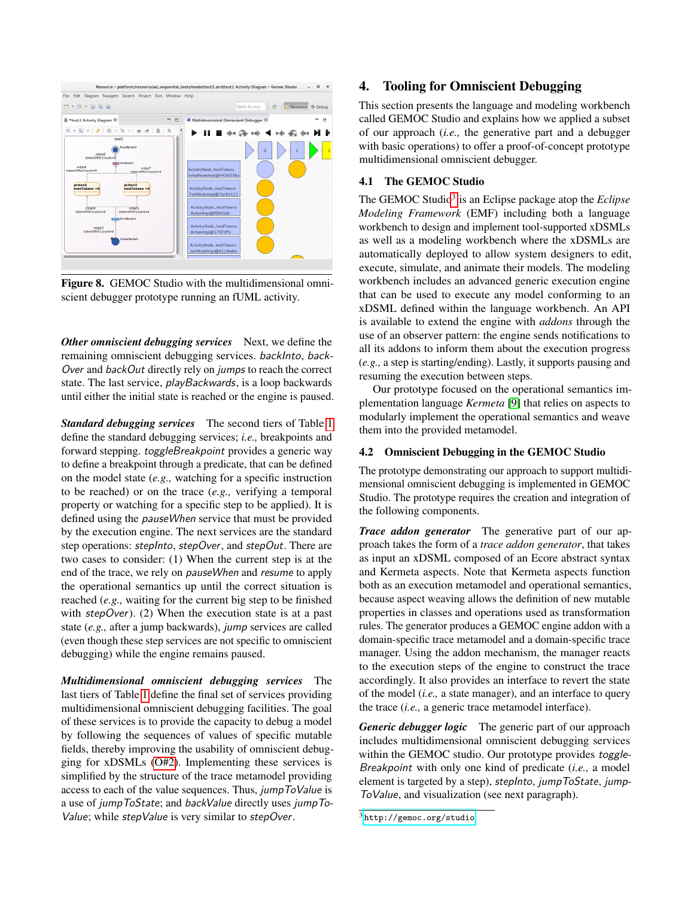Figure 8. GEMOC Studio with the multidimensional omniscient debugger prototype running an fUML activity.

***Other omniscient debugging services*** Next, we define the remaining omniscient debugging services. *backInto*, *backOver* and *backOut* directly rely on *jumps* to reach the correct state. The last service, *playBackwards*, is a loop backwards until either the initial state is reached or the engine is paused.

***Standard debugging services*** The second tiers of Table 1 define the standard debugging services; *i.e.,* breakpoints and forward stepping. *toggleBreakpoint* provides a generic way to define a breakpoint through a predicate, that can be defined on the model state (*e.g.,* watching for a specific instruction to be reached) or on the trace (*e.g.,* verifying a temporal property or watching for a specific step to be applied). It is defined using the *pauseWhen* service that must be provided by the execution engine. The next services are the standard step operations: *stepInto*, *stepOver*, and *stepOut*. There are two cases to consider: (1) When the current step is at the end of the trace, we rely on *pauseWhen* and *resume* to apply the operational semantics up until the correct situation is reached (*e.g.,* waiting for the current big step to be finished with *stepOver*). (2) When the execution state is at a past state (*e.g.,* after a jump backwards), *jump* services are called (even though these step services are not specific to omniscient debugging) while the engine remains paused.

***Multidimensional omniscient debugging services*** The last tiers of Table 1 define the final set of services providing multidimensional omniscient debugging facilities. The goal of these services is to provide the capacity to debug a model by following the sequences of values of specific mutable fields, thereby improving the usability of omniscient debugging for xDSMLs (O#2). Implementing these services is simplified by the structure of the trace metamodel providing access to each of the value sequences. Thus, *jumpToValue* is a use of *jumpToState*; and *backValue* directly uses *jumpToValue*; while *stepValue* is very similar to *stepOver*.

## 4. Tooling for Omniscient Debugging

This section presents the language and modeling workbench called GEMOC Studio and explains how we applied a subset of our approach (*i.e.,* the generative part and a debugger with basic operations) to offer a proof-of-concept prototype multidimensional omniscient debugger.

### 4.1 The GEMOC Studio

The GEMOC Studio[3] is an Eclipse package atop the *Eclipse Modeling Framework* (EMF) including both a language workbench to design and implement tool-supported xDSMLs as well as a modeling workbench where the xDSMLs are automatically deployed to allow system designers to edit, execute, simulate, and animate their models. The modeling workbench includes an advanced generic execution engine that can be used to execute any model conforming to an xDSML defined within the language workbench. An API is available to extend the engine with *addons* through the use of an observer pattern: the engine sends notifications to all its addons to inform them about the execution progress (*e.g.,* a step is starting/ending). Lastly, it supports pausing and resuming the execution between steps.

Our prototype focused on the operational semantics implementation language *Kermeta* [9] that relies on aspects to modularly implement the operational semantics and weave them into the provided metamodel.

### 4.2 Omniscient Debugging in the GEMOC Studio

The prototype demonstrating our approach to support multidimensional omniscient debugging is implemented in GEMOC Studio. The prototype requires the creation and integration of the following components.

***Trace addon generator*** The generative part of our approach takes the form of a *trace addon generator*, that takes as input an xDSML composed of an Ecore abstract syntax and Kermeta aspects. Note that Kermeta aspects function both as an execution metamodel and operational semantics, because aspect weaving allows the definition of new mutable properties in classes and operations used as transformation rules. The generator produces a GEMOC engine addon with a domain-specific trace metamodel and a domain-specific trace manager. Using the addon mechanism, the manager reacts to the execution steps of the engine to construct the trace accordingly. It also provides an interface to revert the state of the model (*i.e.,* a state manager), and an interface to query the trace (*i.e.,* a generic trace metamodel interface).

***Generic debugger logic*** The generic part of our approach includes multidimensional omniscient debugging services within the GEMOC studio. Our prototype provides *toggleBreakpoint* with only one kind of predicate (*i.e.,* a model element is targeted by a step), *stepInto*, *jumpToState*, *jumpToValue*, and visualization (see next paragraph).

[3] http://gemoc.org/studio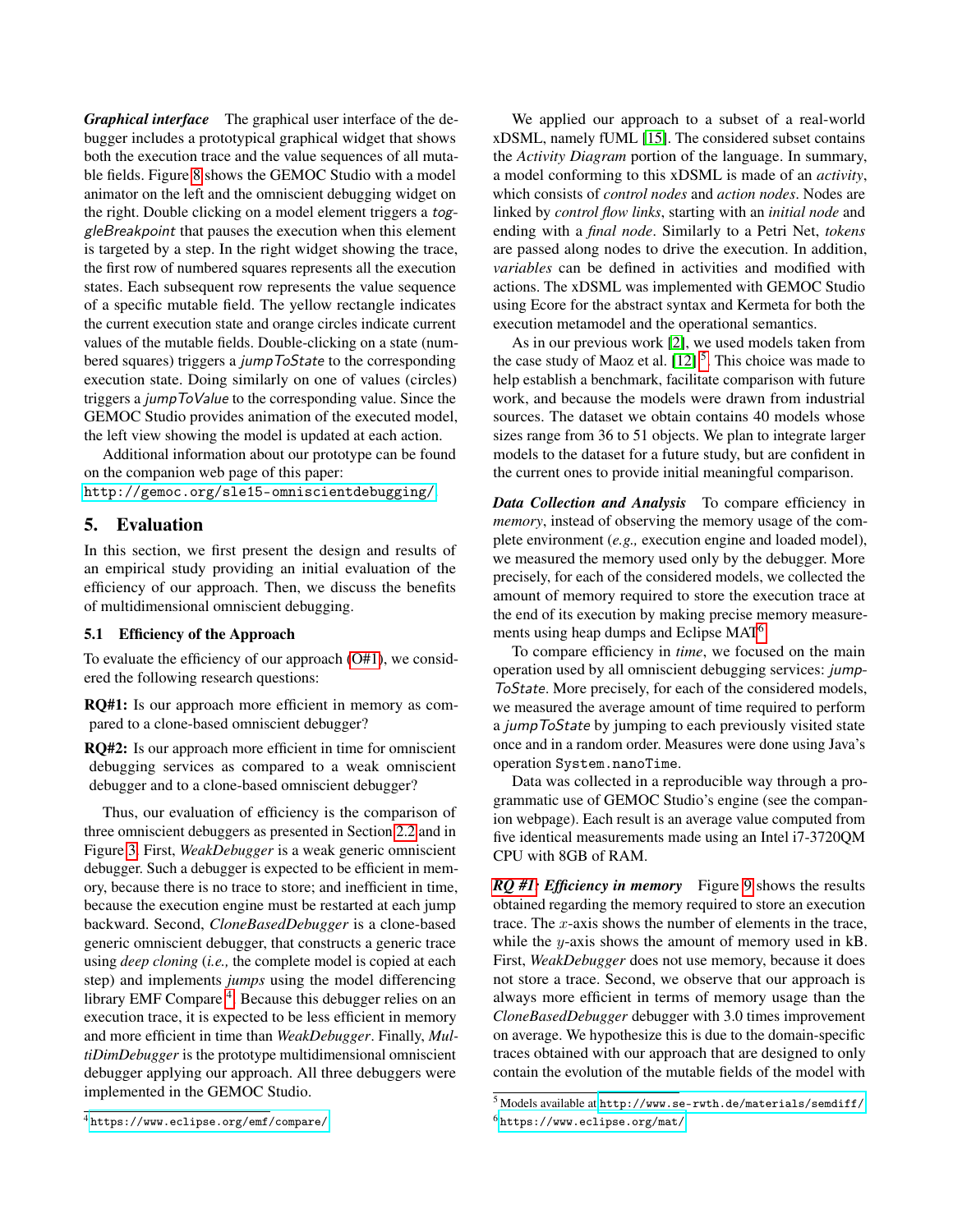***Graphical interface*** The graphical user interface of the debugger includes a prototypical graphical widget that shows both the execution trace and the value sequences of all mutable fields. Figure 8 shows the GEMOC Studio with a model animator on the left and the omniscient debugging widget on the right. Double clicking on a model element triggers a *toggleBreakpoint* that pauses the execution when this element is targeted by a step. In the right widget showing the trace, the first row of numbered squares represents all the execution states. Each subsequent row represents the value sequence of a specific mutable field. The yellow rectangle indicates the current execution state and orange circles indicate current values of the mutable fields. Double-clicking on a state (numbered squares) triggers a *jumpToState* to the corresponding execution state. Doing similarly on one of values (circles) triggers a *jumpToValue* to the corresponding value. Since the GEMOC Studio provides animation of the executed model, the left view showing the model is updated at each action.

Additional information about our prototype can be found on the companion web page of this paper: http://gemoc.org/sle15-omniscientdebugging/

## 5. Evaluation

In this section, we first present the design and results of an empirical study providing an initial evaluation of the efficiency of our approach. Then, we discuss the benefits of multidimensional omniscient debugging.

### 5.1 Efficiency of the Approach

To evaluate the efficiency of our approach (O#1), we considered the following research questions:

**RQ#1:** Is our approach more efficient in memory as compared to a clone-based omniscient debugger?

**RQ#2:** Is our approach more efficient in time for omniscient debugging services as compared to a weak omniscient debugger and to a clone-based omniscient debugger?

Thus, our evaluation of efficiency is the comparison of three omniscient debuggers as presented in Section 2.2 and in Figure 3. First, *WeakDebugger* is a weak generic omniscient debugger. Such a debugger is expected to be efficient in memory, because there is no trace to store; and inefficient in time, because the execution engine must be restarted at each jump backward. Second, *CloneBasedDebugger* is a clone-based generic omniscient debugger, that constructs a generic trace using *deep cloning* (*i.e.,* the complete model is copied at each step) and implements *jumps* using the model differencing library EMF Compare[4]. Because this debugger relies on an execution trace, it is expected to be less efficient in memory and more efficient in time than *WeakDebugger*. Finally, *MultiDimDebugger* is the prototype multidimensional omniscient debugger applying our approach. All three debuggers were implemented in the GEMOC Studio.

We applied our approach to a subset of a real-world xDSML, namely fUML [15]. The considered subset contains the *Activity Diagram* portion of the language. In summary, a model conforming to this xDSML is made of an *activity*, which consists of *control nodes* and *action nodes*. Nodes are linked by *control flow links*, starting with an *initial node* and ending with a *final node*. Similarly to a Petri Net, *tokens* are passed along nodes to drive the execution. In addition, *variables* can be defined in activities and modified with actions. The xDSML was implemented with GEMOC Studio using Ecore for the abstract syntax and Kermeta for both the execution metamodel and the operational semantics.

As in our previous work [2], we used models taken from the case study of Maoz et al. [12][5]. This choice was made to help establish a benchmark, facilitate comparison with future work, and because the models were drawn from industrial sources. The dataset we obtain contains 40 models whose sizes range from 36 to 51 objects. We plan to integrate larger models to the dataset for a future study, but are confident in the current ones to provide initial meaningful comparison.

***Data Collection and Analysis*** To compare efficiency in *memory*, instead of observing the memory usage of the complete environment (*e.g.,* execution engine and loaded model), we measured the memory used only by the debugger. More precisely, for each of the considered models, we collected the amount of memory required to store the execution trace at the end of its execution by making precise memory measurements using heap dumps and Eclipse MAT[6].

To compare efficiency in *time*, we focused on the main operation used by all omniscient debugging services: *jumpToState*. More precisely, for each of the considered models, we measured the average amount of time required to perform a *jumpToState* by jumping to each previously visited state once and in a random order. Measures were done using Java's operation `System.nanoTime`.

Data was collected in a reproducible way through a programmatic use of GEMOC Studio's engine (see the companion webpage). Each result is an average value computed from five identical measurements made using an Intel i7-3720QM CPU with 8GB of RAM.

***RQ #1: Efficiency in memory*** Figure 9 shows the results obtained regarding the memory required to store an execution trace. The $x$-axis shows the number of elements in the trace, while the $y$-axis shows the amount of memory used in kB. First, *WeakDebugger* does not use memory, because it does not store a trace. Second, we observe that our approach is always more efficient in terms of memory usage than the *CloneBasedDebugger* debugger with 3.0 times improvement on average. We hypothesize this is due to the domain-specific traces obtained with our approach that are designed to only contain the evolution of the mutable fields of the model with

[4] https://www.eclipse.org/emf/compare/

[5] Models available at http://www.se-rwth.de/materials/semdiff/

[6] https://www.eclipse.org/mat/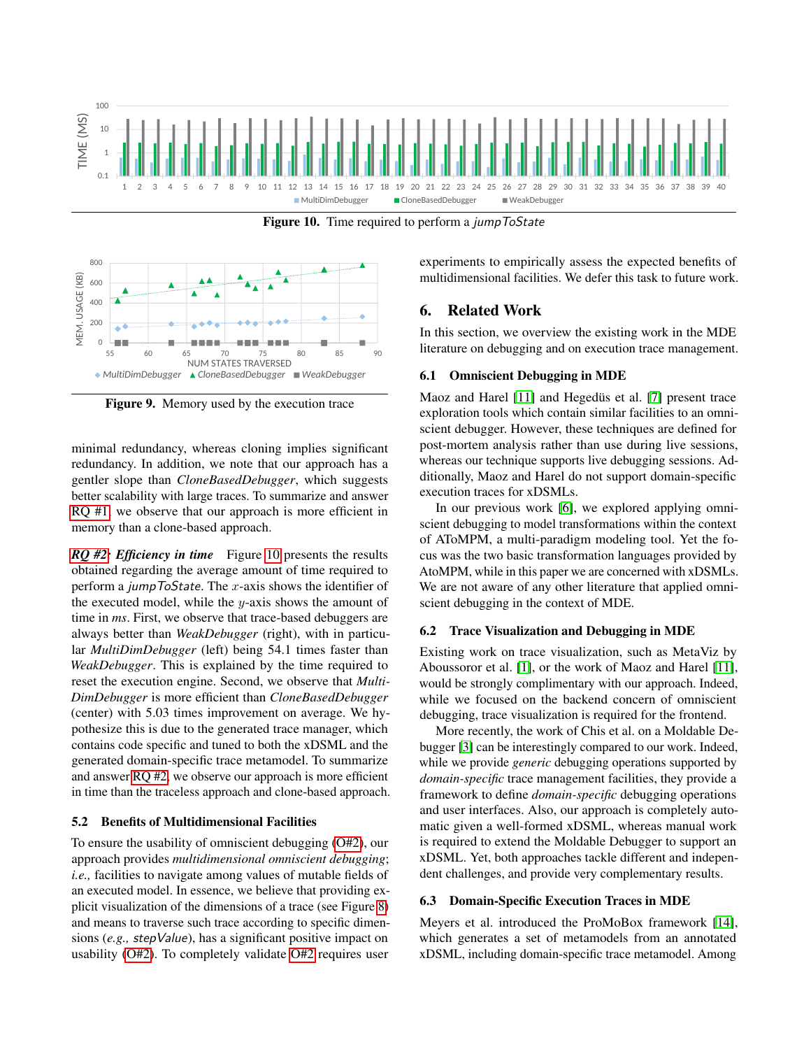Figure 10. Time required to perform a *jumpToState*

Figure 9. Memory used by the execution trace

minimal redundancy, whereas cloning implies significant redundancy. In addition, we note that our approach has a gentler slope than *CloneBasedDebugger*, which suggests better scalability with large traces. To summarize and answer RQ #1, we observe that our approach is more efficient in memory than a clone-based approach.

***RQ #2: Efficiency in time*** Figure 10 presents the results obtained regarding the average amount of time required to perform a *jumpToState*. The $x$-axis shows the identifier of the executed model, while the $y$-axis shows the amount of time in *ms*. First, we observe that trace-based debuggers are always better than *WeakDebugger* (right), with in particular *MultiDimDebugger* (left) being 54.1 times faster than *WeakDebugger*. This is explained by the time required to reset the execution engine. Second, we observe that *MultiDimDebugger* is more efficient than *CloneBasedDebugger* (center) with 5.03 times improvement on average. We hypothesize this is due to the generated trace manager, which contains code specific and tuned to both the xDSML and the generated domain-specific trace metamodel. To summarize and answer RQ #2, we observe our approach is more efficient in time than the traceless approach and clone-based approach.

### 5.2 Benefits of Multidimensional Facilities

To ensure the usability of omniscient debugging (O#2), our approach provides *multidimensional omniscient debugging*; *i.e.,* facilities to navigate among values of mutable fields of an executed model. In essence, we believe that providing explicit visualization of the dimensions of a trace (see Figure 8) and means to traverse such trace according to specific dimensions (*e.g.,* *stepValue*), has a significant positive impact on usability (O#2). To completely validate O#2 requires user experiments to empirically assess the expected benefits of multidimensional facilities. We defer this task to future work.

## 6. Related Work

In this section, we overview the existing work in the MDE literature on debugging and on execution trace management.

### 6.1 Omniscient Debugging in MDE

Maoz and Harel [11] and Hegedüs et al. [7] present trace exploration tools which contain similar facilities to an omniscient debugger. However, these techniques are defined for post-mortem analysis rather than use during live sessions, whereas our technique supports live debugging sessions. Additionally, Maoz and Harel do not support domain-specific execution traces for xDSMLs.

In our previous work [6], we explored applying omniscient debugging to model transformations within the context of AToMPM, a multi-paradigm modeling tool. Yet the focus was the two basic transformation languages provided by AtoMPM, while in this paper we are concerned with xDSMLs. We are not aware of any other literature that applied omniscient debugging in the context of MDE.

### 6.2 Trace Visualization and Debugging in MDE

Existing work on trace visualization, such as MetaViz by Aboussoror et al. [1], or the work of Maoz and Harel [11], would be strongly complimentary with our approach. Indeed, while we focused on the backend concern of omniscient debugging, trace visualization is required for the frontend.

More recently, the work of Chis et al. on a Moldable Debugger [3] can be interestingly compared to our work. Indeed, while we provide *generic* debugging operations supported by *domain-specific* trace management facilities, they provide a framework to define *domain-specific* debugging operations and user interfaces. Also, our approach is completely automatic given a well-formed xDSML, whereas manual work is required to extend the Moldable Debugger to support an xDSML. Yet, both approaches tackle different and independent challenges, and provide very complementary results.

### 6.3 Domain-Specific Execution Traces in MDE

Meyers et al. introduced the ProMoBox framework [14], which generates a set of metamodels from an annotated xDSML, including domain-specific trace metamodel. Among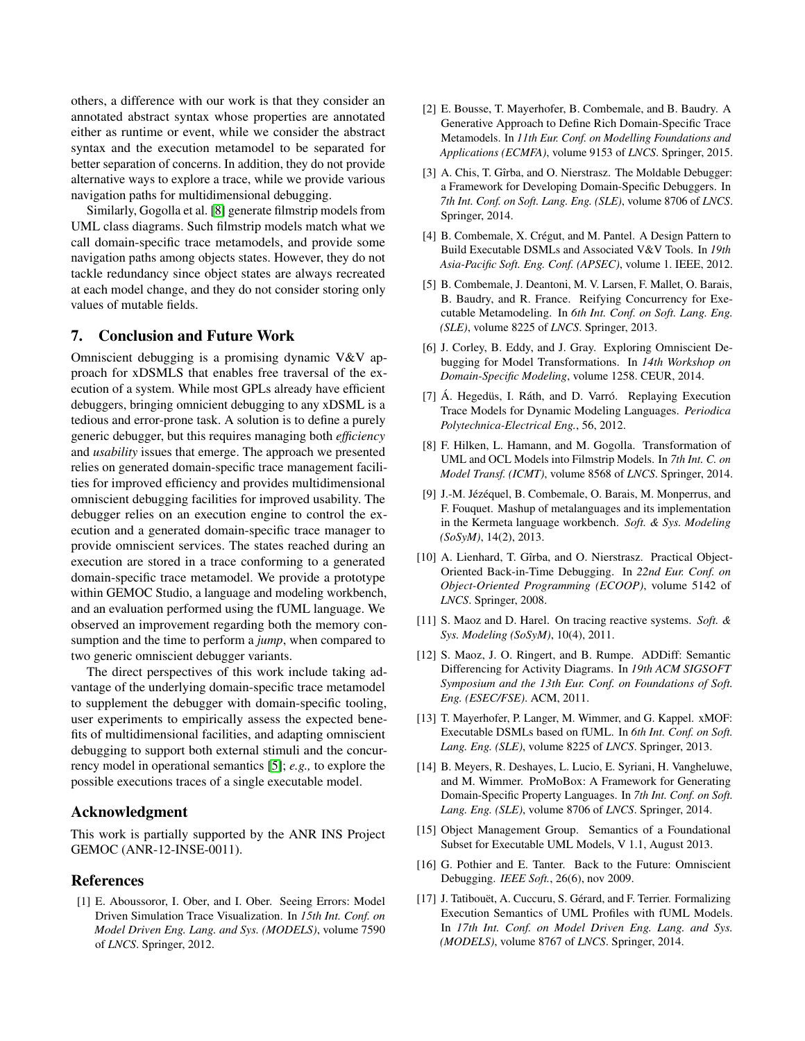others, a difference with our work is that they consider an annotated abstract syntax whose properties are annotated either as runtime or event, while we consider the abstract syntax and the execution metamodel to be separated for better separation of concerns. In addition, they do not provide alternative ways to explore a trace, while we provide various navigation paths for multidimensional debugging.

Similarly, Gogolla et al. [8] generate filmstrip models from UML class diagrams. Such filmstrip models match what we call domain-specific trace metamodels, and provide some navigation paths among objects states. However, they do not tackle redundancy since object states are always recreated at each model change, and they do not consider storing only values of mutable fields.

## 7. Conclusion and Future Work

Omniscient debugging is a promising dynamic V&V approach for xDSMLS that enables free traversal of the execution of a system. While most GPLs already have efficient debuggers, bringing omnicient debugging to any xDSML is a tedious and error-prone task. A solution is to define a purely generic debugger, but this requires managing both *efficiency* and *usability* issues that emerge. The approach we presented relies on generated domain-specific trace management facilities for improved efficiency and provides multidimensional omniscient debugging facilities for improved usability. The debugger relies on an execution engine to control the execution and a generated domain-specific trace manager to provide omniscient services. The states reached during an execution are stored in a trace conforming to a generated domain-specific trace metamodel. We provide a prototype within GEMOC Studio, a language and modeling workbench, and an evaluation performed using the fUML language. We observed an improvement regarding both the memory consumption and the time to perform a *jump*, when compared to two generic omniscient debugger variants.

The direct perspectives of this work include taking advantage of the underlying domain-specific trace metamodel to supplement the debugger with domain-specific tooling, user experiments to empirically assess the expected benefits of multidimensional facilities, and adapting omniscient debugging to support both external stimuli and the concurrency model in operational semantics [5]; *e.g.,* to explore the possible executions traces of a single executable model.

## Acknowledgment

This work is partially supported by the ANR INS Project GEMOC (ANR-12-INSE-0011).

## References

[1] E. Aboussoror, I. Ober, and I. Ober. Seeing Errors: Model Driven Simulation Trace Visualization. In *15th Int. Conf. on Model Driven Eng. Lang. and Sys. (MODELS)*, volume 7590 of *LNCS*. Springer, 2012.

[2] E. Bousse, T. Mayerhofer, B. Combemale, and B. Baudry. A Generative Approach to Define Rich Domain-Specific Trace Metamodels. In *11th Eur. Conf. on Modelling Foundations and Applications (ECMFA)*, volume 9153 of *LNCS*. Springer, 2015.

[3] A. Chis, T. Gîrba, and O. Nierstrasz. The Moldable Debugger: a Framework for Developing Domain-Specific Debuggers. In *7th Int. Conf. on Soft. Lang. Eng. (SLE)*, volume 8706 of *LNCS*. Springer, 2014.

[4] B. Combemale, X. Crégut, and M. Pantel. A Design Pattern to Build Executable DSMLs and Associated V&V Tools. In *19th Asia-Pacific Soft. Eng. Conf. (APSEC)*, volume 1. IEEE, 2012.

[5] B. Combemale, J. Deantoni, M. V. Larsen, F. Mallet, O. Barais, B. Baudry, and R. France. Reifying Concurrency for Executable Metamodeling. In *6th Int. Conf. on Soft. Lang. Eng. (SLE)*, volume 8225 of *LNCS*. Springer, 2013.

[6] J. Corley, B. Eddy, and J. Gray. Exploring Omniscient Debugging for Model Transformations. In *14th Workshop on Domain-Specific Modeling*, volume 1258. CEUR, 2014.

[7] Á. Hegedüs, I. Ráth, and D. Varró. Replaying Execution Trace Models for Dynamic Modeling Languages. *Periodica Polytechnica-Electrical Eng.*, 56, 2012.

[8] F. Hilken, L. Hamann, and M. Gogolla. Transformation of UML and OCL Models into Filmstrip Models. In *7th Int. C. on Model Transf. (ICMT)*, volume 8568 of *LNCS*. Springer, 2014.

[9] J.-M. Jézéquel, B. Combemale, O. Barais, M. Monperrus, and F. Fouquet. Mashup of metalanguages and its implementation in the Kermeta language workbench. *Soft. & Sys. Modeling (SoSyM)*, 14(2), 2013.

[10] A. Lienhard, T. Gîrba, and O. Nierstrasz. Practical Object-Oriented Back-in-Time Debugging. In *22nd Eur. Conf. on Object-Oriented Programming (ECOOP)*, volume 5142 of *LNCS*. Springer, 2008.

[11] S. Maoz and D. Harel. On tracing reactive systems. *Soft. & Sys. Modeling (SoSyM)*, 10(4), 2011.

[12] S. Maoz, J. O. Ringert, and B. Rumpe. ADDiff: Semantic Differencing for Activity Diagrams. In *19th ACM SIGSOFT Symposium and the 13th Eur. Conf. on Foundations of Soft. Eng. (ESEC/FSE)*. ACM, 2011.

[13] T. Mayerhofer, P. Langer, M. Wimmer, and G. Kappel. xMOF: Executable DSMLs based on fUML. In *6th Int. Conf. on Soft. Lang. Eng. (SLE)*, volume 8225 of *LNCS*. Springer, 2013.

[14] B. Meyers, R. Deshayes, L. Lucio, E. Syriani, H. Vangheluwe, and M. Wimmer. ProMoBox: A Framework for Generating Domain-Specific Property Languages. In *7th Int. Conf. on Soft. Lang. Eng. (SLE)*, volume 8706 of *LNCS*. Springer, 2014.

[15] Object Management Group. Semantics of a Foundational Subset for Executable UML Models, V 1.1, August 2013.

[16] G. Pothier and E. Tanter. Back to the Future: Omniscient Debugging. *IEEE Soft.*, 26(6), nov 2009.

[17] J. Tatibouët, A. Cuccuru, S. Gérard, and F. Terrier. Formalizing Execution Semantics of UML Profiles with fUML Models. In *17th Int. Conf. on Model Driven Eng. Lang. and Sys. (MODELS)*, volume 8767 of *LNCS*. Springer, 2014.